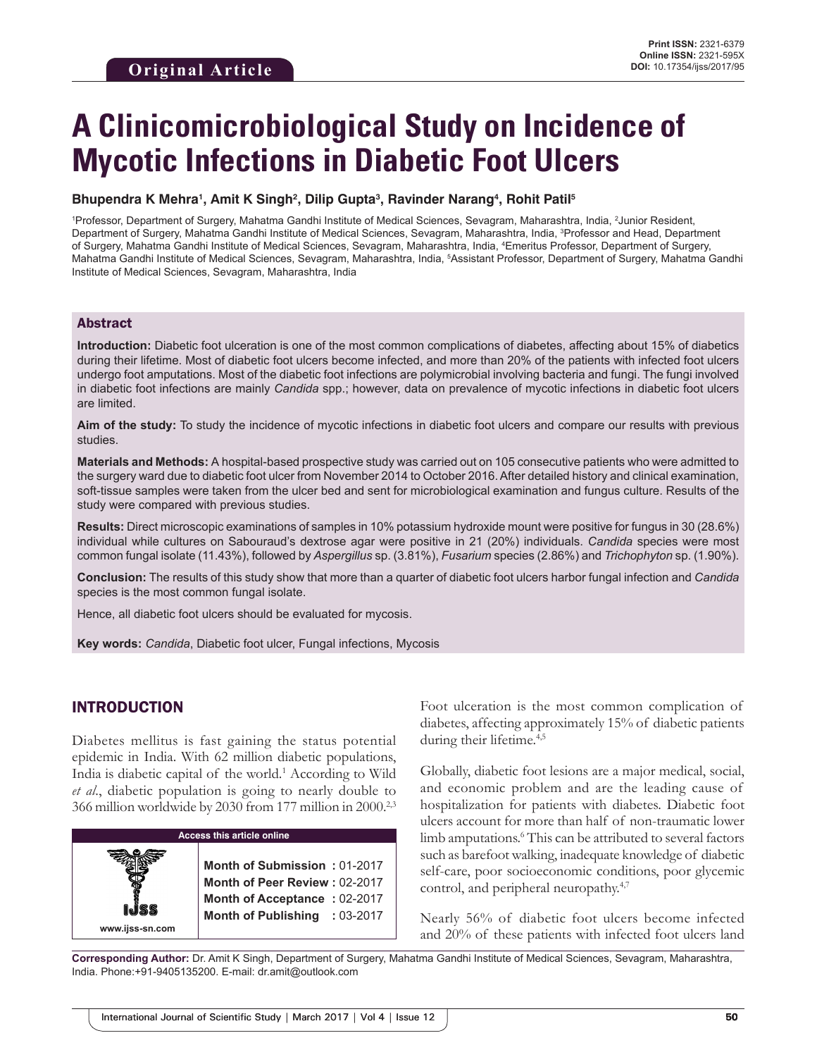Original Article

Print ISSN: 2321-6379
Online ISSN: 2321-595X
DOI: 10.17354/ijss/2017/95

# A Clinicomicrobiological Study on Incidence of Mycotic Infections in Diabetic Foot Ulcers

**Bhupendra K Mehra[1], Amit K Singh[2], Dilip Gupta[3], Ravinder Narang[4], Rohit Patil[5]**

[1]Professor, Department of Surgery, Mahatma Gandhi Institute of Medical Sciences, Sevagram, Maharashtra, India, [2]Junior Resident, Department of Surgery, Mahatma Gandhi Institute of Medical Sciences, Sevagram, Maharashtra, India, [3]Professor and Head, Department of Surgery, Mahatma Gandhi Institute of Medical Sciences, Sevagram, Maharashtra, India, [4]Emeritus Professor, Department of Surgery, Mahatma Gandhi Institute of Medical Sciences, Sevagram, Maharashtra, India, [5]Assistant Professor, Department of Surgery, Mahatma Gandhi Institute of Medical Sciences, Sevagram, Maharashtra, India

## Abstract

**Introduction:** Diabetic foot ulceration is one of the most common complications of diabetes, affecting about 15% of diabetics during their lifetime. Most of diabetic foot ulcers become infected, and more than 20% of the patients with infected foot ulcers undergo foot amputations. Most of the diabetic foot infections are polymicrobial involving bacteria and fungi. The fungi involved in diabetic foot infections are mainly *Candida* spp.; however, data on prevalence of mycotic infections in diabetic foot ulcers are limited.

**Aim of the study:** To study the incidence of mycotic infections in diabetic foot ulcers and compare our results with previous studies.

**Materials and Methods:** A hospital-based prospective study was carried out on 105 consecutive patients who were admitted to the surgery ward due to diabetic foot ulcer from November 2014 to October 2016. After detailed history and clinical examination, soft-tissue samples were taken from the ulcer bed and sent for microbiological examination and fungus culture. Results of the study were compared with previous studies.

**Results:** Direct microscopic examinations of samples in 10% potassium hydroxide mount were positive for fungus in 30 (28.6%) individual while cultures on Sabouraud's dextrose agar were positive in 21 (20%) individuals. *Candida* species were most common fungal isolate (11.43%), followed by *Aspergillus* sp. (3.81%), *Fusarium* species (2.86%) and *Trichophyton* sp. (1.90%).

**Conclusion:** The results of this study show that more than a quarter of diabetic foot ulcers harbor fungal infection and *Candida* species is the most common fungal isolate.

Hence, all diabetic foot ulcers should be evaluated for mycosis.

**Key words:** *Candida*, Diabetic foot ulcer, Fungal infections, Mycosis

## INTRODUCTION

Diabetes mellitus is fast gaining the status potential epidemic in India. With 62 million diabetic populations, India is diabetic capital of the world.[1] According to Wild *et al*., diabetic population is going to nearly double to 366 million worldwide by 2030 from 177 million in 2000.[2,3]

| Access this article online | |
|---|---|
| www.ijss-sn.com | **Month of Submission :** 01-2017<br>**Month of Peer Review :** 02-2017<br>**Month of Acceptance :** 02-2017<br>**Month of Publishing :** 03-2017 |

Foot ulceration is the most common complication of diabetes, affecting approximately 15% of diabetic patients during their lifetime.[4,5]

Globally, diabetic foot lesions are a major medical, social, and economic problem and are the leading cause of hospitalization for patients with diabetes. Diabetic foot ulcers account for more than half of non-traumatic lower limb amputations.[6] This can be attributed to several factors such as barefoot walking, inadequate knowledge of diabetic self-care, poor socioeconomic conditions, poor glycemic control, and peripheral neuropathy.[4,7]

Nearly 56% of diabetic foot ulcers become infected and 20% of these patients with infected foot ulcers land

**Corresponding Author:** Dr. Amit K Singh, Department of Surgery, Mahatma Gandhi Institute of Medical Sciences, Sevagram, Maharashtra, India. Phone:+91-9405135200. E-mail: dr.amit@outlook.com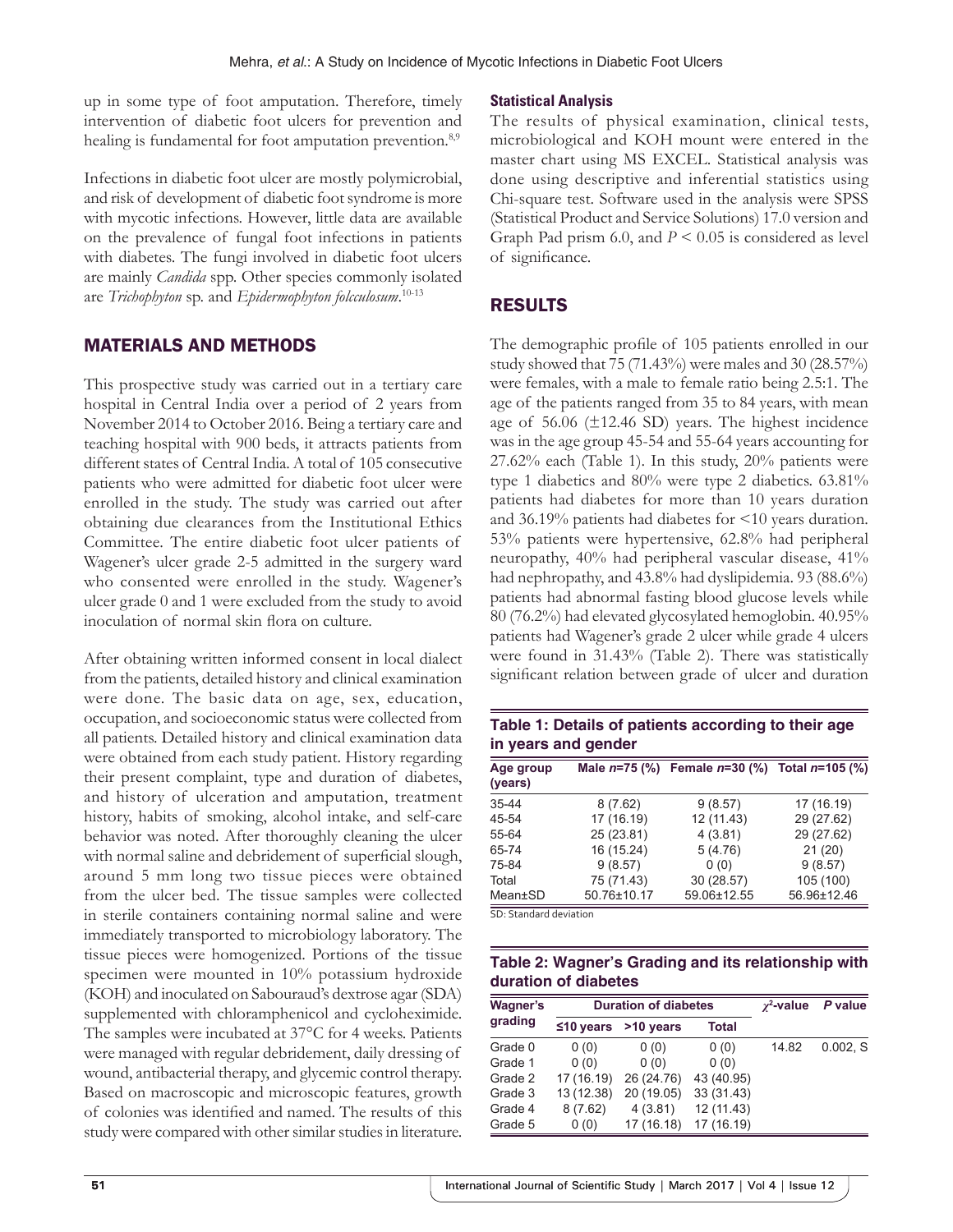up in some type of foot amputation. Therefore, timely intervention of diabetic foot ulcers for prevention and healing is fundamental for foot amputation prevention.[8,9]

Infections in diabetic foot ulcer are mostly polymicrobial, and risk of development of diabetic foot syndrome is more with mycotic infections. However, little data are available on the prevalence of fungal foot infections in patients with diabetes. The fungi involved in diabetic foot ulcers are mainly *Candida* spp. Other species commonly isolated are *Trichophyton* sp. and *Epidermophyton folcculosum*.[10-13]

## MATERIALS AND METHODS

This prospective study was carried out in a tertiary care hospital in Central India over a period of 2 years from November 2014 to October 2016. Being a tertiary care and teaching hospital with 900 beds, it attracts patients from different states of Central India. A total of 105 consecutive patients who were admitted for diabetic foot ulcer were enrolled in the study. The study was carried out after obtaining due clearances from the Institutional Ethics Committee. The entire diabetic foot ulcer patients of Wagener's ulcer grade 2-5 admitted in the surgery ward who consented were enrolled in the study. Wagener's ulcer grade 0 and 1 were excluded from the study to avoid inoculation of normal skin flora on culture.

After obtaining written informed consent in local dialect from the patients, detailed history and clinical examination were done. The basic data on age, sex, education, occupation, and socioeconomic status were collected from all patients. Detailed history and clinical examination data were obtained from each study patient. History regarding their present complaint, type and duration of diabetes, and history of ulceration and amputation, treatment history, habits of smoking, alcohol intake, and self-care behavior was noted. After thoroughly cleaning the ulcer with normal saline and debridement of superficial slough, around 5 mm long two tissue pieces were obtained from the ulcer bed. The tissue samples were collected in sterile containers containing normal saline and were immediately transported to microbiology laboratory. The tissue pieces were homogenized. Portions of the tissue specimen were mounted in 10% potassium hydroxide (KOH) and inoculated on Sabouraud's dextrose agar (SDA) supplemented with chloramphenicol and cycloheximide. The samples were incubated at 37°C for 4 weeks. Patients were managed with regular debridement, daily dressing of wound, antibacterial therapy, and glycemic control therapy. Based on macroscopic and microscopic features, growth of colonies was identified and named. The results of this study were compared with other similar studies in literature.

### Statistical Analysis

The results of physical examination, clinical tests, microbiological and KOH mount were entered in the master chart using MS EXCEL. Statistical analysis was done using descriptive and inferential statistics using Chi-square test. Software used in the analysis were SPSS (Statistical Product and Service Solutions) 17.0 version and Graph Pad prism 6.0, and $P < 0.05$ is considered as level of significance.

## RESULTS

The demographic profile of 105 patients enrolled in our study showed that 75 (71.43%) were males and 30 (28.57%) were females, with a male to female ratio being 2.5:1. The age of the patients ranged from 35 to 84 years, with mean age of 56.06 (±12.46 SD) years. The highest incidence was in the age group 45-54 and 55-64 years accounting for 27.62% each (Table 1). In this study, 20% patients were type 1 diabetics and 80% were type 2 diabetics. 63.81% patients had diabetes for more than 10 years duration and 36.19% patients had diabetes for <10 years duration. 53% patients were hypertensive, 62.8% had peripheral neuropathy, 40% had peripheral vascular disease, 41% had nephropathy, and 43.8% had dyslipidemia. 93 (88.6%) patients had abnormal fasting blood glucose levels while 80 (76.2%) had elevated glycosylated hemoglobin. 40.95% patients had Wagener's grade 2 ulcer while grade 4 ulcers were found in 31.43% (Table 2). There was statistically significant relation between grade of ulcer and duration

**Table 1: Details of patients according to their age in years and gender**

| Age group (years) | Male *n*=75 (%) | Female *n*=30 (%) | Total *n*=105 (%) |
|---|---|---|---|
| 35-44 | 8 (7.62) | 9 (8.57) | 17 (16.19) |
| 45-54 | 17 (16.19) | 12 (11.43) | 29 (27.62) |
| 55-64 | 25 (23.81) | 4 (3.81) | 29 (27.62) |
| 65-74 | 16 (15.24) | 5 (4.76) | 21 (20) |
| 75-84 | 9 (8.57) | 0 (0) | 9 (8.57) |
| Total | 75 (71.43) | 30 (28.57) | 105 (100) |
| Mean±SD | 50.76±10.17 | 59.06±12.55 | 56.96±12.46 |

SD: Standard deviation

**Table 2: Wagner's Grading and its relationship with duration of diabetes**

| Wagner's grading | Duration of diabetes | | | $\chi^2$-value | *P* value |
|---|---|---|---|---|---|
| | ≤10 years | >10 years | Total | | |
| Grade 0 | 0 (0) | 0 (0) | 0 (0) | 14.82 | 0.002, S |
| Grade 1 | 0 (0) | 0 (0) | 0 (0) | | |
| Grade 2 | 17 (16.19) | 26 (24.76) | 43 (40.95) | | |
| Grade 3 | 13 (12.38) | 20 (19.05) | 33 (31.43) | | |
| Grade 4 | 8 (7.62) | 4 (3.81) | 12 (11.43) | | |
| Grade 5 | 0 (0) | 17 (16.18) | 17 (16.19) | | |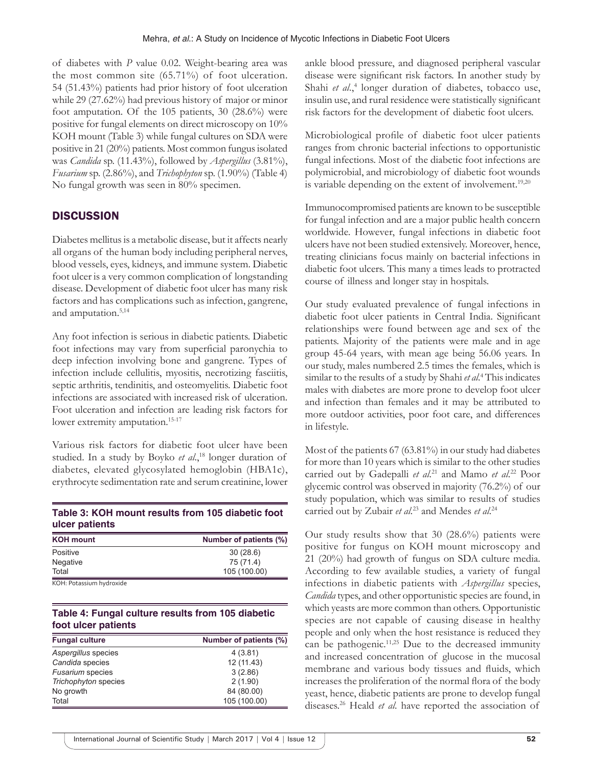of diabetes with *P* value 0.02. Weight-bearing area was the most common site (65.71%) of foot ulceration. 54 (51.43%) patients had prior history of foot ulceration while 29 (27.62%) had previous history of major or minor foot amputation. Of the 105 patients, 30 (28.6%) were positive for fungal elements on direct microscopy on 10% KOH mount (Table 3) while fungal cultures on SDA were positive in 21 (20%) patients. Most common fungus isolated was *Candida* sp. (11.43%), followed by *Aspergillus* (3.81%), *Fusarium* sp. (2.86%), and *Trichophyton* sp. (1.90%) (Table 4) No fungal growth was seen in 80% specimen.

## DISCUSSION

Diabetes mellitus is a metabolic disease, but it affects nearly all organs of the human body including peripheral nerves, blood vessels, eyes, kidneys, and immune system. Diabetic foot ulcer is a very common complication of longstanding disease. Development of diabetic foot ulcer has many risk factors and has complications such as infection, gangrene, and amputation.[5,14]

Any foot infection is serious in diabetic patients. Diabetic foot infections may vary from superficial paronychia to deep infection involving bone and gangrene. Types of infection include cellulitis, myositis, necrotizing fasciitis, septic arthritis, tendinitis, and osteomyelitis. Diabetic foot infections are associated with increased risk of ulceration. Foot ulceration and infection are leading risk factors for lower extremity amputation.[15-17]

Various risk factors for diabetic foot ulcer have been studied. In a study by Boyko *et al*.,[18] longer duration of diabetes, elevated glycosylated hemoglobin (HBA1c), erythrocyte sedimentation rate and serum creatinine, lower ankle blood pressure, and diagnosed peripheral vascular disease were significant risk factors. In another study by Shahi *et al*.,[4] longer duration of diabetes, tobacco use, insulin use, and rural residence were statistically significant risk factors for the development of diabetic foot ulcers.

**Table 3: KOH mount results from 105 diabetic foot ulcer patients**

| KOH mount | Number of patients (%) |
|---|---|
| Positive | 30 (28.6) |
| Negative | 75 (71.4) |
| Total | 105 (100.00) |

KOH: Potassium hydroxide

**Table 4: Fungal culture results from 105 diabetic foot ulcer patients**

| Fungal culture | Number of patients (%) |
|---|---|
| *Aspergillus* species | 4 (3.81) |
| *Candida* species | 12 (11.43) |
| *Fusarium* species | 3 (2.86) |
| *Trichophyton* species | 2 (1.90) |
| No growth | 84 (80.00) |
| Total | 105 (100.00) |

Microbiological profile of diabetic foot ulcer patients ranges from chronic bacterial infections to opportunistic fungal infections. Most of the diabetic foot infections are polymicrobial, and microbiology of diabetic foot wounds is variable depending on the extent of involvement.[19,20]

Immunocompromised patients are known to be susceptible for fungal infection and are a major public health concern worldwide. However, fungal infections in diabetic foot ulcers have not been studied extensively. Moreover, hence, treating clinicians focus mainly on bacterial infections in diabetic foot ulcers. This many a times leads to protracted course of illness and longer stay in hospitals.

Our study evaluated prevalence of fungal infections in diabetic foot ulcer patients in Central India. Significant relationships were found between age and sex of the patients. Majority of the patients were male and in age group 45-64 years, with mean age being 56.06 years. In our study, males numbered 2.5 times the females, which is similar to the results of a study by Shahi *et al*.[4] This indicates males with diabetes are more prone to develop foot ulcer and infection than females and it may be attributed to more outdoor activities, poor foot care, and differences in lifestyle.

Most of the patients 67 (63.81%) in our study had diabetes for more than 10 years which is similar to the other studies carried out by Gadepalli *et al*.[21] and Mamo *et al*.[22] Poor glycemic control was observed in majority (76.2%) of our study population, which was similar to results of studies carried out by Zubair *et al*.[23] and Mendes *et al*.[24]

Our study results show that 30 (28.6%) patients were positive for fungus on KOH mount microscopy and 21 (20%) had growth of fungus on SDA culture media. According to few available studies, a variety of fungal infections in diabetic patients with *Aspergillus* species, *Candida* types, and other opportunistic species are found, in which yeasts are more common than others. Opportunistic species are not capable of causing disease in healthy people and only when the host resistance is reduced they can be pathogenic.[11,25] Due to the decreased immunity and increased concentration of glucose in the mucosal membrane and various body tissues and fluids, which increases the proliferation of the normal flora of the body yeast, hence, diabetic patients are prone to develop fungal diseases.[26] Heald *et al*. have reported the association of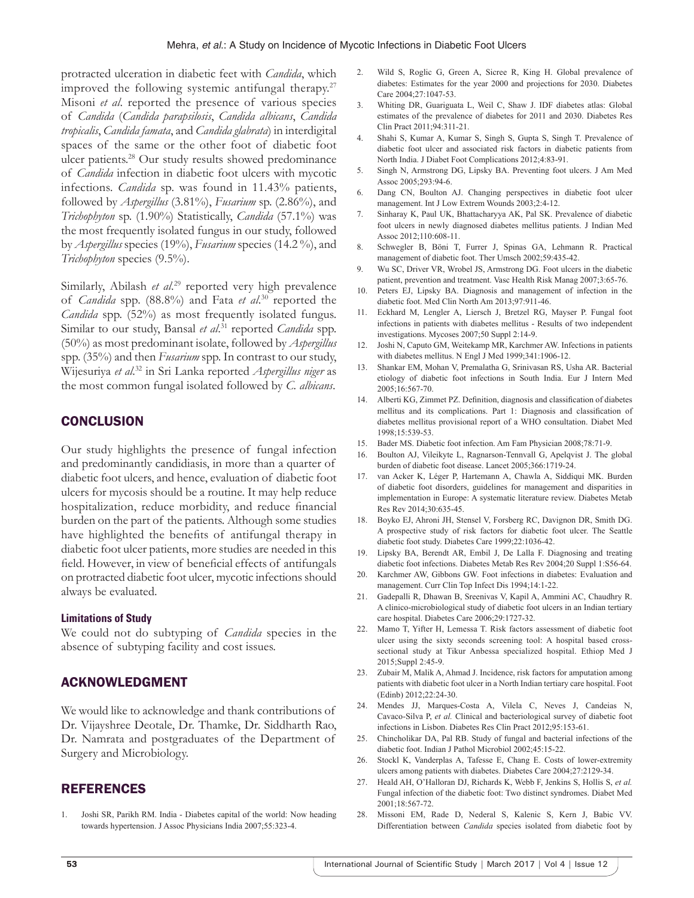protracted ulceration in diabetic feet with *Candida*, which improved the following systemic antifungal therapy.[27] Misoni *et al*. reported the presence of various species of *Candida* (*Candida parapsilosis*, *Candida albicans*, *Candida tropicalis*, *Candida famata*, and *Candida glabrata*) in interdigital spaces of the same or the other foot of diabetic foot ulcer patients.[28] Our study results showed predominance of *Candida* infection in diabetic foot ulcers with mycotic infections. *Candida* sp. was found in 11.43% patients, followed by *Aspergillus* (3.81%), *Fusarium* sp. (2.86%), and *Trichophyton* sp. (1.90%) Statistically, *Candida* (57.1%) was the most frequently isolated fungus in our study, followed by *Aspergillus* species (19%), *Fusarium* species (14.2 %), and *Trichophyton* species (9.5%).

Similarly, Abilash *et al*.[29] reported very high prevalence of *Candida* spp. (88.8%) and Fata *et al*.[30] reported the *Candida* spp. (52%) as most frequently isolated fungus. Similar to our study, Bansal *et al*.[31] reported *Candida* spp. (50%) as most predominant isolate, followed by *Aspergillus* spp. (35%) and then *Fusarium* spp. In contrast to our study, Wijesuriya *et al*.[32] in Sri Lanka reported *Aspergillus niger* as the most common fungal isolated followed by *C. albicans*.

## CONCLUSION

Our study highlights the presence of fungal infection and predominantly candidiasis, in more than a quarter of diabetic foot ulcers, and hence, evaluation of diabetic foot ulcers for mycosis should be a routine. It may help reduce hospitalization, reduce morbidity, and reduce financial burden on the part of the patients. Although some studies have highlighted the benefits of antifungal therapy in diabetic foot ulcer patients, more studies are needed in this field. However, in view of beneficial effects of antifungals on protracted diabetic foot ulcer, mycotic infections should always be evaluated.

### Limitations of Study

We could not do subtyping of *Candida* species in the absence of subtyping facility and cost issues.

## ACKNOWLEDGMENT

We would like to acknowledge and thank contributions of Dr. Vijayshree Deotale, Dr. Thamke, Dr. Siddharth Rao, Dr. Namrata and postgraduates of the Department of Surgery and Microbiology.

## REFERENCES

1. Joshi SR, Parikh RM. India - Diabetes capital of the world: Now heading towards hypertension. J Assoc Physicians India 2007;55:323-4.
2. Wild S, Roglic G, Green A, Sicree R, King H. Global prevalence of diabetes: Estimates for the year 2000 and projections for 2030. Diabetes Care 2004;27:1047-53.
3. Whiting DR, Guariguata L, Weil C, Shaw J. IDF diabetes atlas: Global estimates of the prevalence of diabetes for 2011 and 2030. Diabetes Res Clin Pract 2011;94:311-21.
4. Shahi S, Kumar A, Kumar S, Singh S, Gupta S, Singh T. Prevalence of diabetic foot ulcer and associated risk factors in diabetic patients from North India. J Diabet Foot Complications 2012;4:83-91.
5. Singh N, Armstrong DG, Lipsky BA. Preventing foot ulcers. J Am Med Assoc 2005;293:94-6.
6. Dang CN, Boulton AJ. Changing perspectives in diabetic foot ulcer management. Int J Low Extrem Wounds 2003;2:4-12.
7. Sinharay K, Paul UK, Bhattacharyya AK, Pal SK. Prevalence of diabetic foot ulcers in newly diagnosed diabetes mellitus patients. J Indian Med Assoc 2012;110:608-11.
8. Schwegler B, Böni T, Furrer J, Spinas GA, Lehmann R. Practical management of diabetic foot. Ther Umsch 2002;59:435-42.
9. Wu SC, Driver VR, Wrobel JS, Armstrong DG. Foot ulcers in the diabetic patient, prevention and treatment. Vasc Health Risk Manag 2007;3:65-76.
10. Peters EJ, Lipsky BA. Diagnosis and management of infection in the diabetic foot. Med Clin North Am 2013;97:911-46.
11. Eckhard M, Lengler A, Liersch J, Bretzel RG, Mayser P. Fungal foot infections in patients with diabetes mellitus - Results of two independent investigations. Mycoses 2007;50 Suppl 2:14-9.
12. Joshi N, Caputo GM, Weitekamp MR, Karchmer AW. Infections in patients with diabetes mellitus. N Engl J Med 1999;341:1906-12.
13. Shankar EM, Mohan V, Premalatha G, Srinivasan RS, Usha AR. Bacterial etiology of diabetic foot infections in South India. Eur J Intern Med 2005;16:567-70.
14. Alberti KG, Zimmet PZ. Definition, diagnosis and classification of diabetes mellitus and its complications. Part 1: Diagnosis and classification of diabetes mellitus provisional report of a WHO consultation. Diabet Med 1998;15:539-53.
15. Bader MS. Diabetic foot infection. Am Fam Physician 2008;78:71-9.
16. Boulton AJ, Vileikyte L, Ragnarson-Tennvall G, Apelqvist J. The global burden of diabetic foot disease. Lancet 2005;366:1719-24.
17. van Acker K, Léger P, Hartemann A, Chawla A, Siddiqui MK. Burden of diabetic foot disorders, guidelines for management and disparities in implementation in Europe: A systematic literature review. Diabetes Metab Res Rev 2014;30:635-45.
18. Boyko EJ, Ahroni JH, Stensel V, Forsberg RC, Davignon DR, Smith DG. A prospective study of risk factors for diabetic foot ulcer. The Seattle diabetic foot study. Diabetes Care 1999;22:1036-42.
19. Lipsky BA, Berendt AR, Embil J, De Lalla F. Diagnosing and treating diabetic foot infections. Diabetes Metab Res Rev 2004;20 Suppl 1:S56-64.
20. Karchmer AW, Gibbons GW. Foot infections in diabetes: Evaluation and management. Curr Clin Top Infect Dis 1994;14:1-22.
21. Gadepalli R, Dhawan B, Sreenivas V, Kapil A, Ammini AC, Chaudhry R. A clinico-microbiological study of diabetic foot ulcers in an Indian tertiary care hospital. Diabetes Care 2006;29:1727-32.
22. Mamo T, Yifter H, Lemessa T. Risk factors assessment of diabetic foot ulcer using the sixty seconds screening tool: A hospital based cross-sectional study at Tikur Anbessa specialized hospital. Ethiop Med J 2015;Suppl 2:45-9.
23. Zubair M, Malik A, Ahmad J. Incidence, risk factors for amputation among patients with diabetic foot ulcer in a North Indian tertiary care hospital. Foot (Edinb) 2012;22:24-30.
24. Mendes JJ, Marques-Costa A, Vilela C, Neves J, Candeias N, Cavaco-Silva P, *et al.* Clinical and bacteriological survey of diabetic foot infections in Lisbon. Diabetes Res Clin Pract 2012;95:153-61.
25. Chincholikar DA, Pal RB. Study of fungal and bacterial infections of the diabetic foot. Indian J Pathol Microbiol 2002;45:15-22.
26. Stockl K, Vanderplas A, Tafesse E, Chang E. Costs of lower-extremity ulcers among patients with diabetes. Diabetes Care 2004;27:2129-34.
27. Heald AH, O'Halloran DJ, Richards K, Webb F, Jenkins S, Hollis S, *et al.* Fungal infection of the diabetic foot: Two distinct syndromes. Diabet Med 2001;18:567-72.
28. Missoni EM, Rade D, Nederal S, Kalenic S, Kern J, Babic VV. Differentiation between *Candida* species isolated from diabetic foot by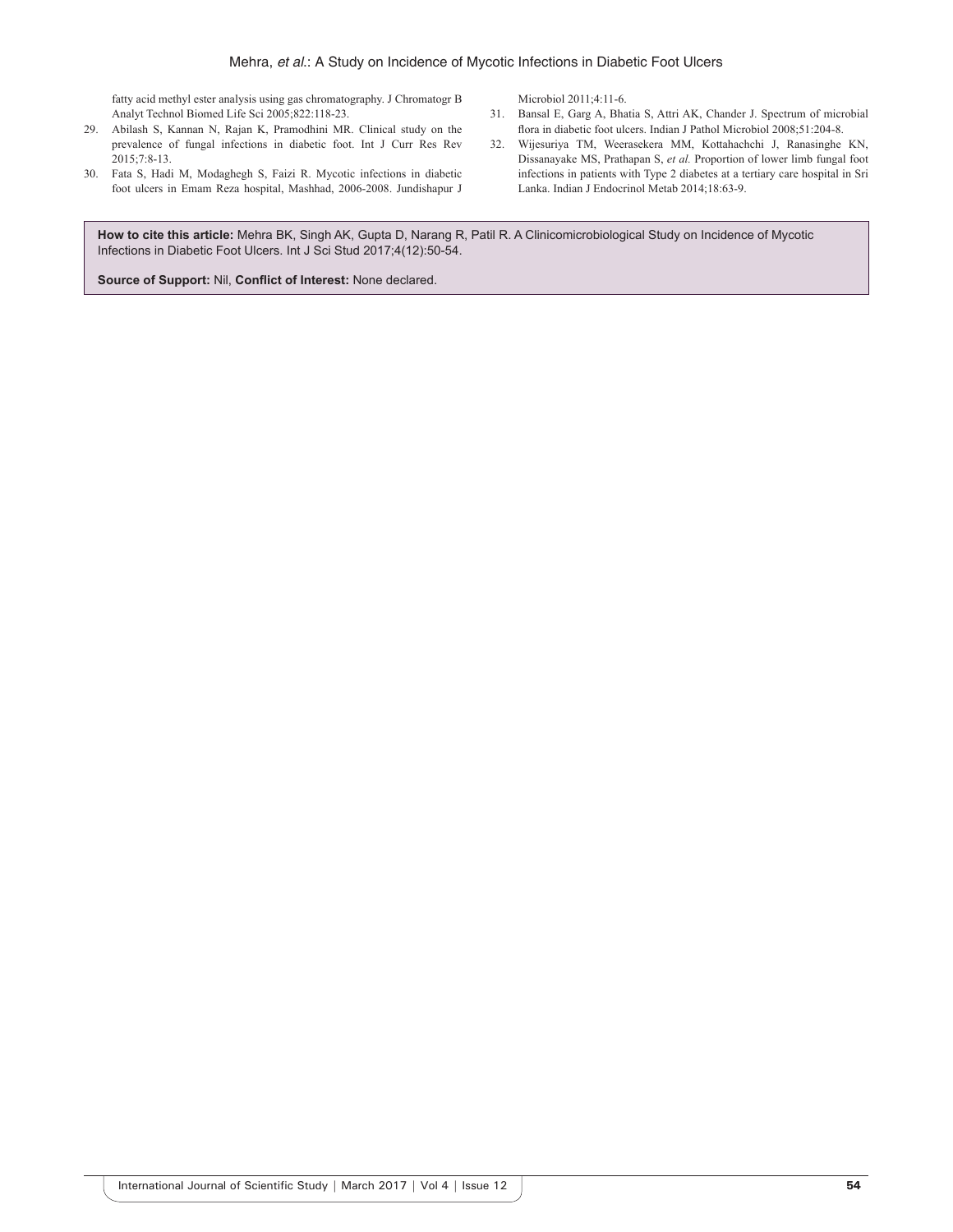fatty acid methyl ester analysis using gas chromatography. J Chromatogr B Analyt Technol Biomed Life Sci 2005;822:118-23.

29. Abilash S, Kannan N, Rajan K, Pramodhini MR. Clinical study on the prevalence of fungal infections in diabetic foot. Int J Curr Res Rev 2015;7:8-13.
30. Fata S, Hadi M, Modaghegh S, Faizi R. Mycotic infections in diabetic foot ulcers in Emam Reza hospital, Mashhad, 2006-2008. Jundishapur J Microbiol 2011;4:11-6.
31. Bansal E, Garg A, Bhatia S, Attri AK, Chander J. Spectrum of microbial flora in diabetic foot ulcers. Indian J Pathol Microbiol 2008;51:204-8.
32. Wijesuriya TM, Weerasekera MM, Kottahachchi J, Ranasinghe KN, Dissanayake MS, Prathapan S, *et al.* Proportion of lower limb fungal foot infections in patients with Type 2 diabetes at a tertiary care hospital in Sri Lanka. Indian J Endocrinol Metab 2014;18:63-9.

**How to cite this article:** Mehra BK, Singh AK, Gupta D, Narang R, Patil R. A Clinicomicrobiological Study on Incidence of Mycotic Infections in Diabetic Foot Ulcers. Int J Sci Stud 2017;4(12):50-54.

**Source of Support:** Nil, **Conflict of Interest:** None declared.